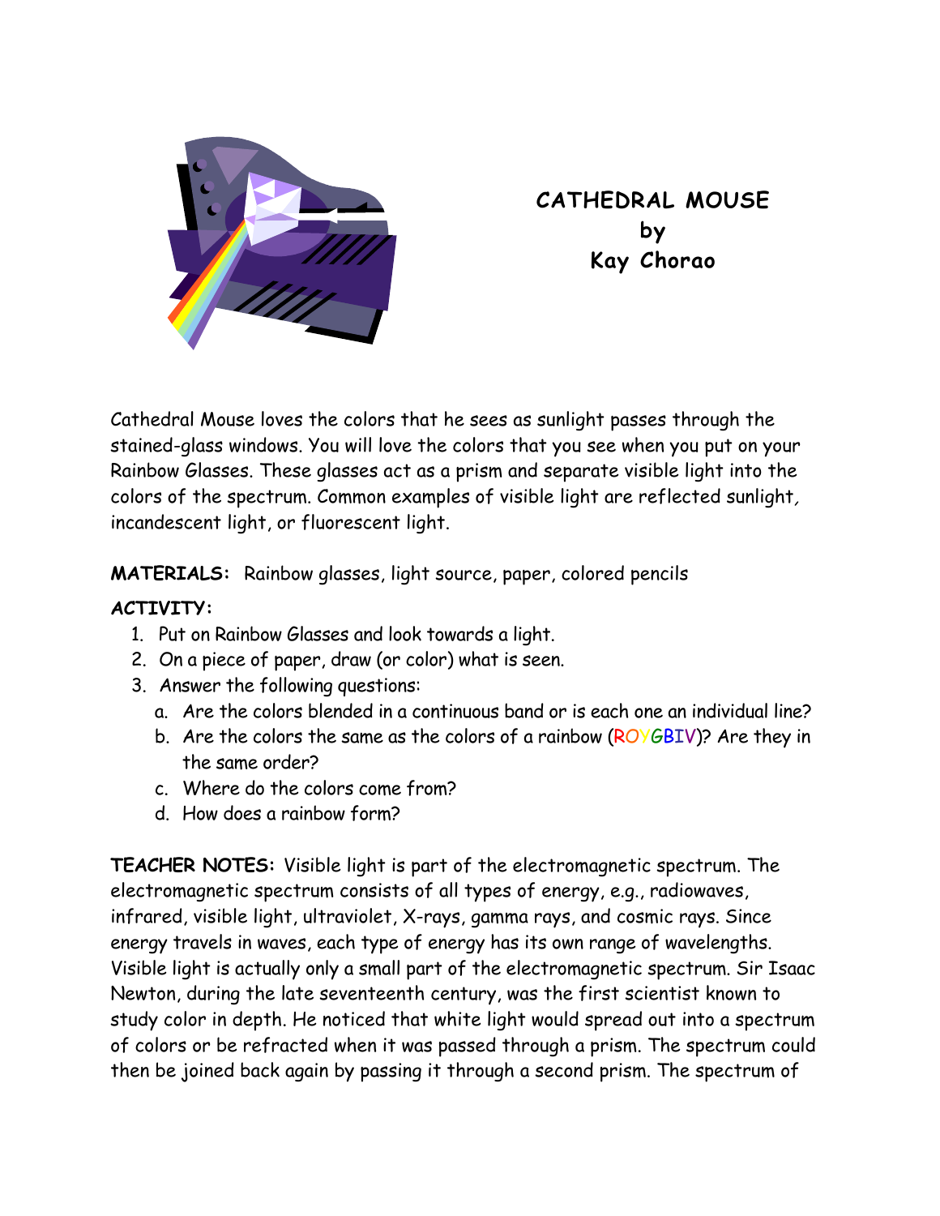# CATHEDRAL MOUSE
by
Kay Chorao

Cathedral Mouse loves the colors that he sees as sunlight passes through the stained-glass windows. You will love the colors that you see when you put on your Rainbow Glasses. These glasses act as a prism and separate visible light into the colors of the spectrum. Common examples of visible light are reflected sunlight, incandescent light, or fluorescent light.

**MATERIALS:** Rainbow glasses, light source, paper, colored pencils

**ACTIVITY:**

1. Put on Rainbow Glasses and look towards a light.
2. On a piece of paper, draw (or color) what is seen.
3. Answer the following questions:
   a. Are the colors blended in a continuous band or is each one an individual line?
   b. Are the colors the same as the colors of a rainbow (ROYGBIV)? Are they in the same order?
   c. Where do the colors come from?
   d. How does a rainbow form?

**TEACHER NOTES:** Visible light is part of the electromagnetic spectrum. The electromagnetic spectrum consists of all types of energy, e.g., radiowaves, infrared, visible light, ultraviolet, X-rays, gamma rays, and cosmic rays. Since energy travels in waves, each type of energy has its own range of wavelengths. Visible light is actually only a small part of the electromagnetic spectrum. Sir Isaac Newton, during the late seventeenth century, was the first scientist known to study color in depth. He noticed that white light would spread out into a spectrum of colors or be refracted when it was passed through a prism. The spectrum could then be joined back again by passing it through a second prism. The spectrum of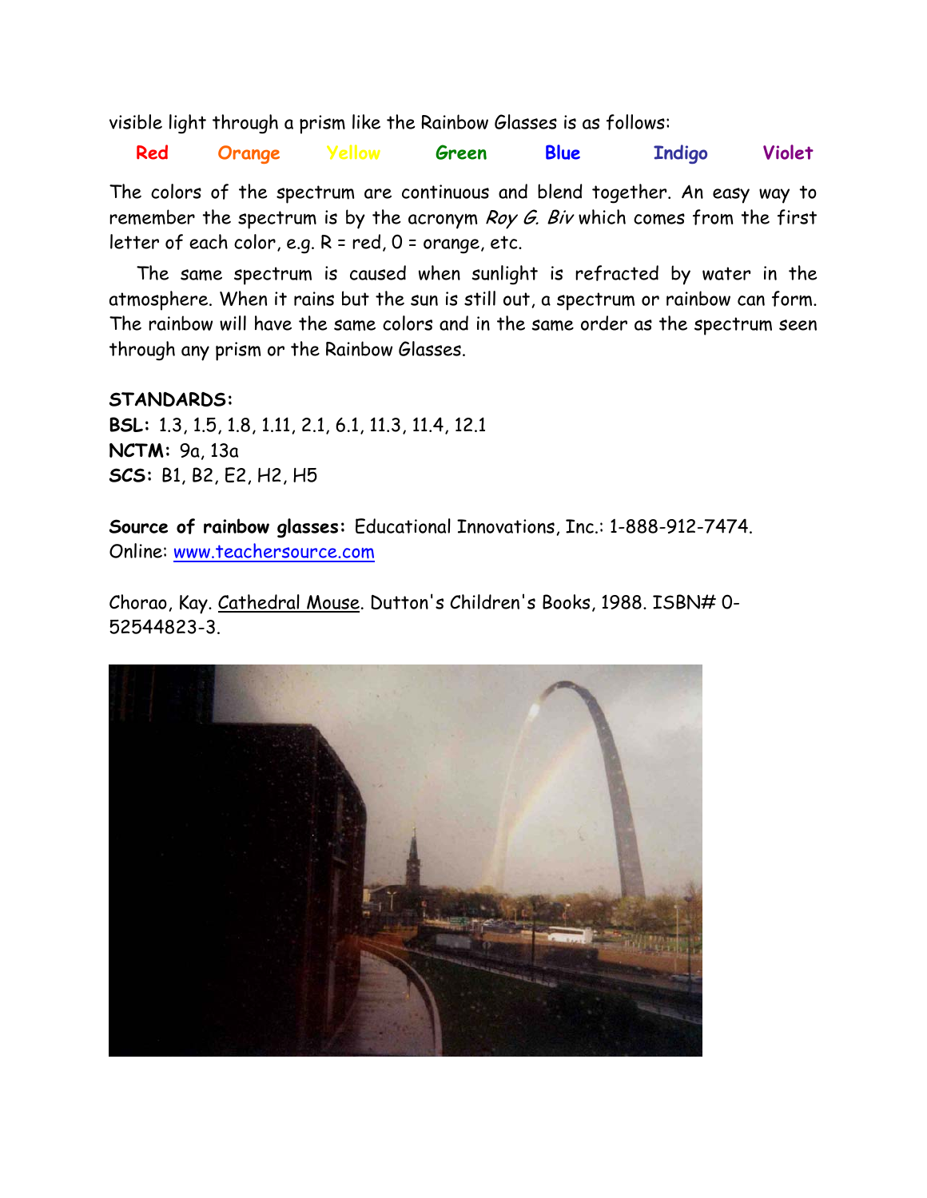visible light through a prism like the Rainbow Glasses is as follows:

**Red** **Orange** **Yellow** **Green** **Blue** **Indigo** **Violet**

The colors of the spectrum are continuous and blend together. An easy way to remember the spectrum is by the acronym *Roy G. Biv* which comes from the first letter of each color, e.g. R = red, O = orange, etc.

The same spectrum is caused when sunlight is refracted by water in the atmosphere. When it rains but the sun is still out, a spectrum or rainbow can form. The rainbow will have the same colors and in the same order as the spectrum seen through any prism or the Rainbow Glasses.

**STANDARDS:**
**BSL:** 1.3, 1.5, 1.8, 1.11, 2.1, 6.1, 11.3, 11.4, 12.1
**NCTM:** 9a, 13a
**SCS:** B1, B2, E2, H2, H5

**Source of rainbow glasses:** Educational Innovations, Inc.: 1-888-912-7474.
Online: [www.teachersource.com](http://www.teachersource.com)

Chorao, Kay. Cathedral Mouse. Dutton's Children's Books, 1988. ISBN# 0-52544823-3.